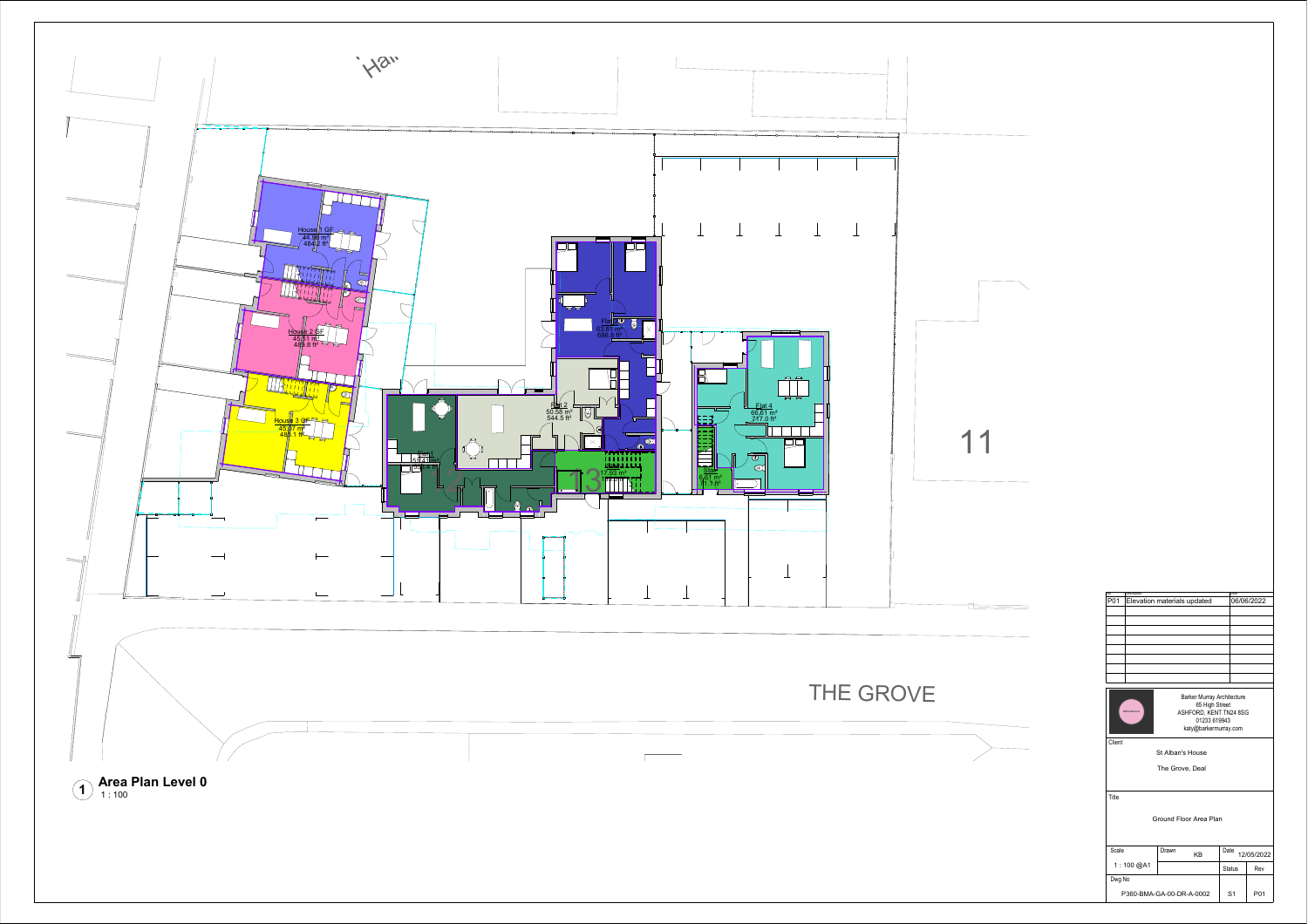Hal

House 1 GF
44.98 m²
484.2 ft²

House 2 GF
45.51 m²
489.8 ft²

House 3 GF
45.07 m²
485.1 ft²

Flat 1
47.41 m²
510.4 ft²

Flat 2
50.58 m²
544.5 ft²

Flat 3
63.81 m²
686.8 ft²

17.93 m²

Flat 4
66.61 m²
717.0 ft²

Stair
6.61 m²
71.1 ft²

11

13

THE GROVE

**1** **Area Plan Level 0**
1 : 100

| Rev | Description | Date |
|---|---|---|
| P01 | Elevation materials updated | 06/06/2022 |

Barker Murray Architecture
65 High Street
ASHFORD, KENT TN24 8SG
01233 619943
katy@barkermurray.com

Client

St Alban's House

The Grove, Deal

Title

Ground Floor Area Plan

| Scale | Drawn | Date | |
|---|---|---|---|
| 1 : 100 @A1 | KB | 12/05/2022 | |
| Dwg No | | Status | Rev |
| P360-BMA-GA-00-DR-A-0002 | | S1 | P01 |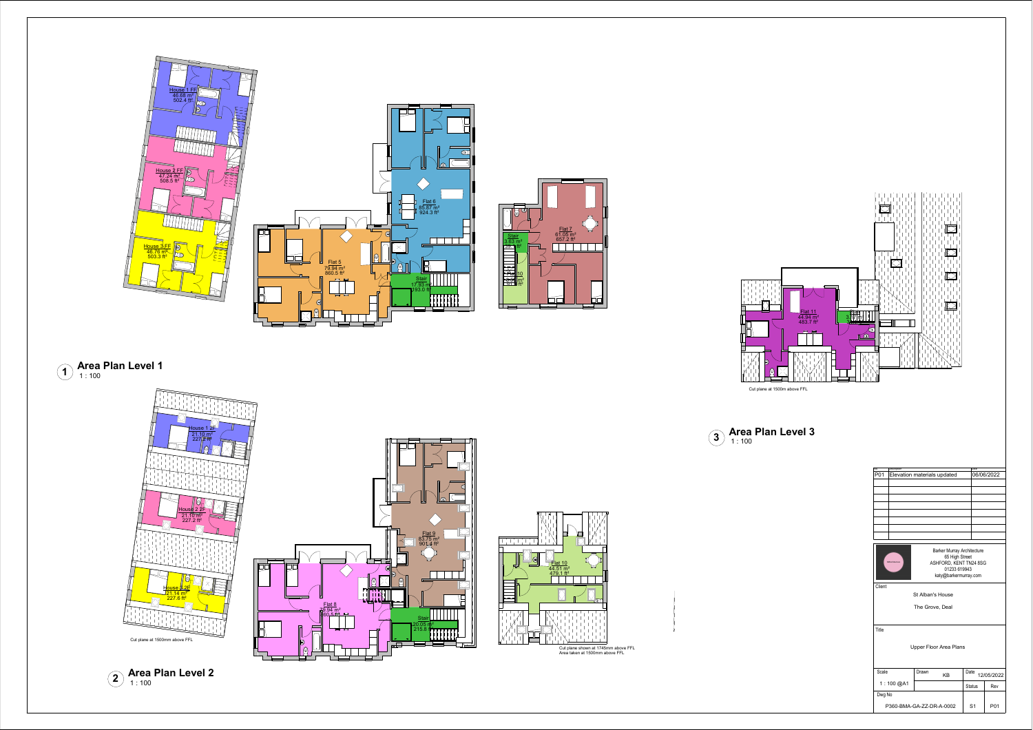House 1 FF
46.68 m²
502.4 ft²

House 2 FF
47.24 m²
508.5 ft²

House 3 FF
46.76 m²
503.3 ft²

Flat 5
79.94 m²
860.5 ft²

Flat 6
85.87 m²
924.3 ft²

Stair
17.93 m²
193.0 ft²

Stair
3.83 m²

Flat 10

Flat 7
61.05 m²
657.2 ft²

## 1 Area Plan Level 1
1 : 100

House 1 2F
21.10 m²
227.2 ft²

House 2 2F
21.10 m²
227.2 ft²

House 3 2F
21.14 m²
227.6 ft²

Cut plane at 1500mm above FFL

Flat 8
79.94 m²
860.5 ft²

Flat 9
83.75 m²
901.4 ft²

Stair
20.05 m²
215.8 ft²

Flat 10
44.51 m²
479.1 ft²

Cut plane shown at 1745mm above FFL
Area taken at 1500mm above FFL

## 2 Area Plan Level 2
1 : 100

Flat 11
44.94 m²
483.7 ft²

Stair

Cut plane at 1500m above FFL

## 3 Area Plan Level 3
1 : 100

| | | |
|---|---|---|
| P01 | Elevation materials updated | 06/06/2022 |
| | | |
| | | |
| | | |
| | | |
| | | |
| | | |
| | | |
| | | |

Barker Murray Architecture
65 High Street
ASHFORD, KENT TN24 8SG
01233 619943
katy@barkermurray.com

Client
St Alban's House
The Grove, Deal

Title
Upper Floor Area Plans

| Scale | Drawn | Date | |
|---|---|---|---|
| 1 : 100 @A1 | KB | 12/05/2022 | |
| | | Status | Rev |
| Dwg No P360-BMA-GA-ZZ-DR-A-0002 | | S1 | P01 |